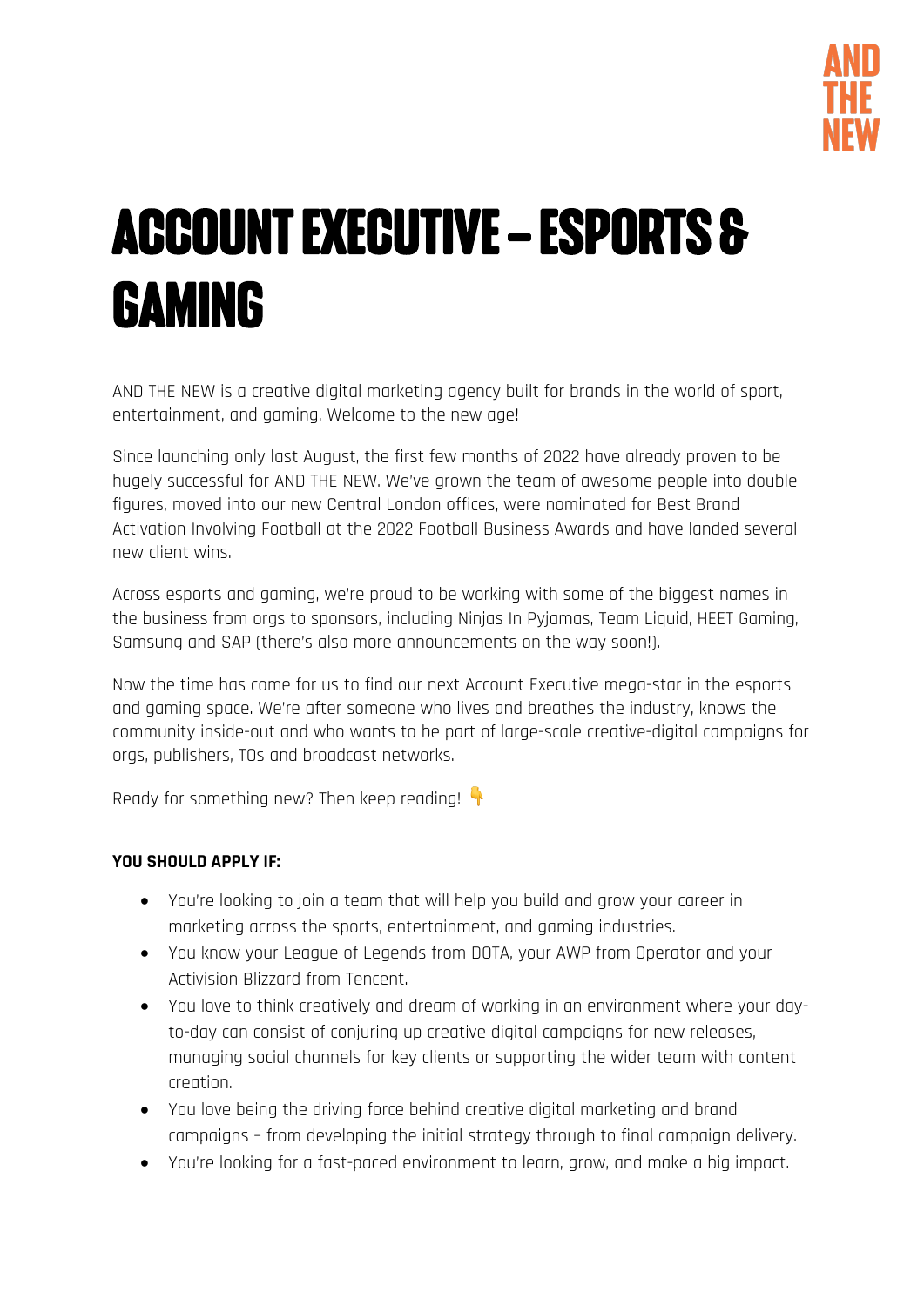AND THE NEW

# ACCOUNT EXECUTIVE – ESPORTS & GAMING

AND THE NEW is a creative digital marketing agency built for brands in the world of sport, entertainment, and gaming. Welcome to the new age!

Since launching only last August, the first few months of 2022 have already proven to be hugely successful for AND THE NEW. We've grown the team of awesome people into double figures, moved into our new Central London offices, were nominated for Best Brand Activation Involving Football at the 2022 Football Business Awards and have landed several new client wins.

Across esports and gaming, we're proud to be working with some of the biggest names in the business from orgs to sponsors, including Ninjas In Pyjamas, Team Liquid, HEET Gaming, Samsung and SAP (there's also more announcements on the way soon!).

Now the time has come for us to find our next Account Executive mega-star in the esports and gaming space. We're after someone who lives and breathes the industry, knows the community inside-out and who wants to be part of large-scale creative-digital campaigns for orgs, publishers, TOs and broadcast networks.

Ready for something new? Then keep reading! 👇

**YOU SHOULD APPLY IF:**

- You're looking to join a team that will help you build and grow your career in marketing across the sports, entertainment, and gaming industries.
- You know your League of Legends from DOTA, your AWP from Operator and your Activision Blizzard from Tencent.
- You love to think creatively and dream of working in an environment where your day-to-day can consist of conjuring up creative digital campaigns for new releases, managing social channels for key clients or supporting the wider team with content creation.
- You love being the driving force behind creative digital marketing and brand campaigns – from developing the initial strategy through to final campaign delivery.
- You're looking for a fast-paced environment to learn, grow, and make a big impact.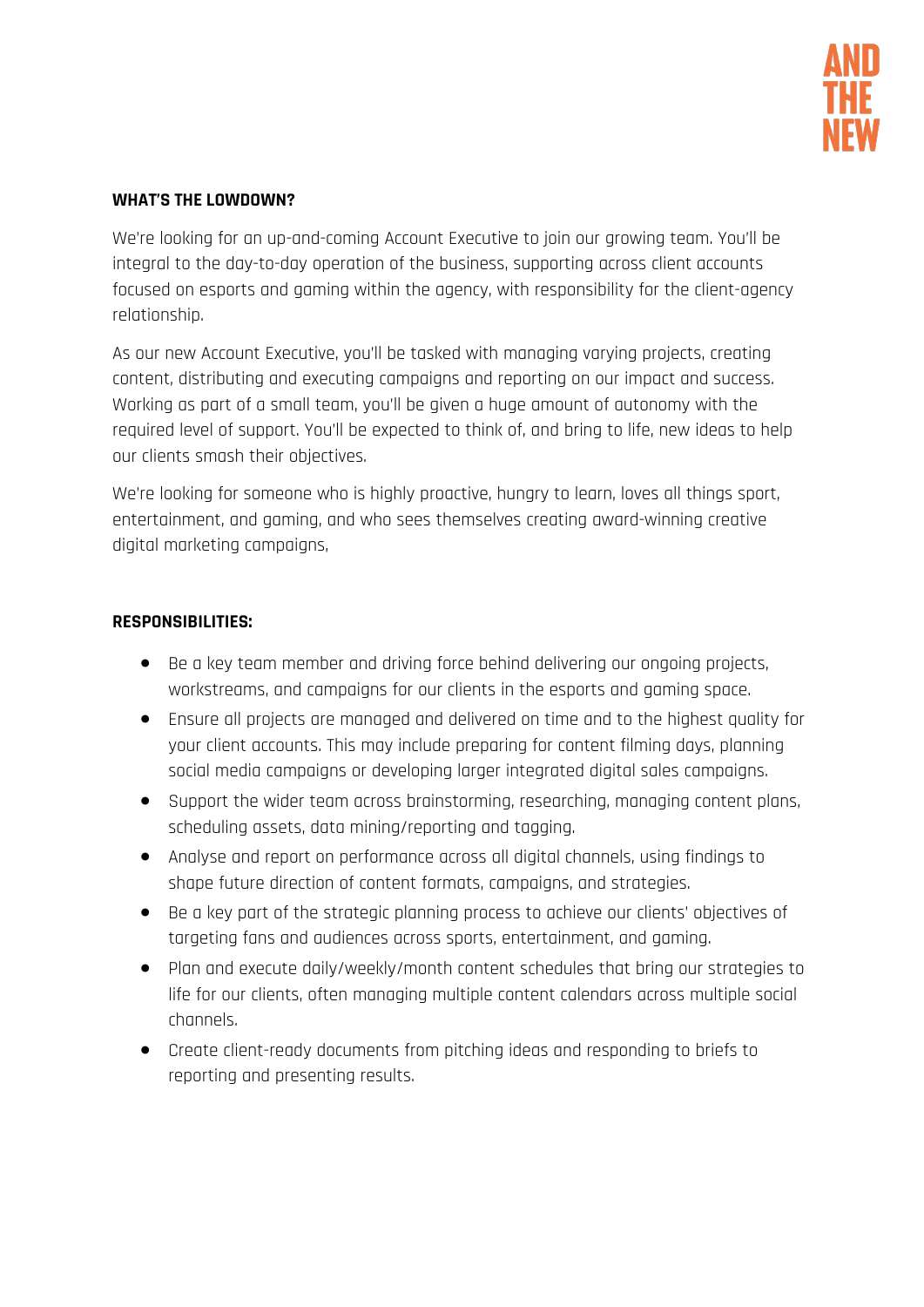**WHAT'S THE LOWDOWN?**

We're looking for an up-and-coming Account Executive to join our growing team. You'll be integral to the day-to-day operation of the business, supporting across client accounts focused on esports and gaming within the agency, with responsibility for the client-agency relationship.

As our new Account Executive, you'll be tasked with managing varying projects, creating content, distributing and executing campaigns and reporting on our impact and success. Working as part of a small team, you'll be given a huge amount of autonomy with the required level of support. You'll be expected to think of, and bring to life, new ideas to help our clients smash their objectives.

We're looking for someone who is highly proactive, hungry to learn, loves all things sport, entertainment, and gaming, and who sees themselves creating award-winning creative digital marketing campaigns,

**RESPONSIBILITIES:**

- Be a key team member and driving force behind delivering our ongoing projects, workstreams, and campaigns for our clients in the esports and gaming space.
- Ensure all projects are managed and delivered on time and to the highest quality for your client accounts. This may include preparing for content filming days, planning social media campaigns or developing larger integrated digital sales campaigns.
- Support the wider team across brainstorming, researching, managing content plans, scheduling assets, data mining/reporting and tagging.
- Analyse and report on performance across all digital channels, using findings to shape future direction of content formats, campaigns, and strategies.
- Be a key part of the strategic planning process to achieve our clients' objectives of targeting fans and audiences across sports, entertainment, and gaming.
- Plan and execute daily/weekly/month content schedules that bring our strategies to life for our clients, often managing multiple content calendars across multiple social channels.
- Create client-ready documents from pitching ideas and responding to briefs to reporting and presenting results.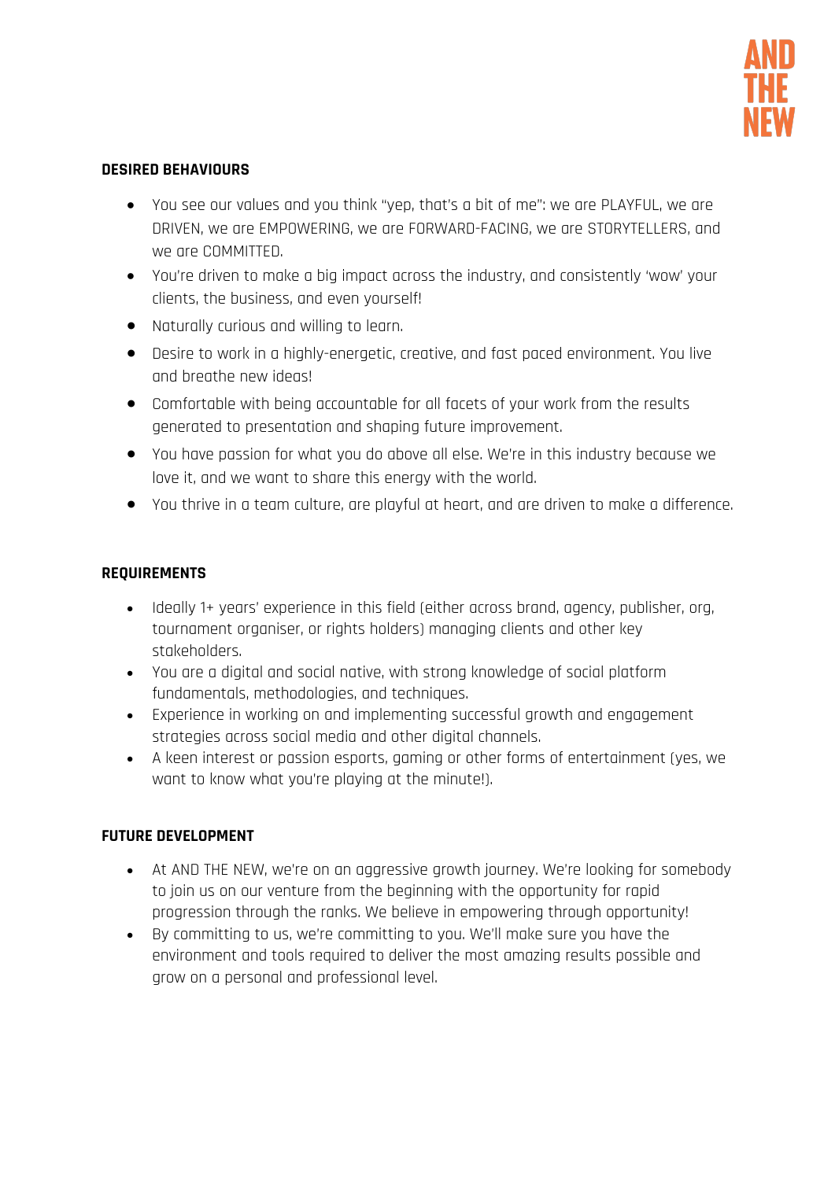## DESIRED BEHAVIOURS

- You see our values and you think "yep, that's a bit of me": we are PLAYFUL, we are DRIVEN, we are EMPOWERING, we are FORWARD-FACING, we are STORYTELLERS, and we are COMMITTED.
- You're driven to make a big impact across the industry, and consistently 'wow' your clients, the business, and even yourself!
- Naturally curious and willing to learn.
- Desire to work in a highly-energetic, creative, and fast paced environment. You live and breathe new ideas!
- Comfortable with being accountable for all facets of your work from the results generated to presentation and shaping future improvement.
- You have passion for what you do above all else. We're in this industry because we love it, and we want to share this energy with the world.
- You thrive in a team culture, are playful at heart, and are driven to make a difference.

## REQUIREMENTS

- Ideally 1+ years' experience in this field (either across brand, agency, publisher, org, tournament organiser, or rights holders) managing clients and other key stakeholders.
- You are a digital and social native, with strong knowledge of social platform fundamentals, methodologies, and techniques.
- Experience in working on and implementing successful growth and engagement strategies across social media and other digital channels.
- A keen interest or passion esports, gaming or other forms of entertainment (yes, we want to know what you're playing at the minute!).

## FUTURE DEVELOPMENT

- At AND THE NEW, we're on an aggressive growth journey. We're looking for somebody to join us on our venture from the beginning with the opportunity for rapid progression through the ranks. We believe in empowering through opportunity!
- By committing to us, we're committing to you. We'll make sure you have the environment and tools required to deliver the most amazing results possible and grow on a personal and professional level.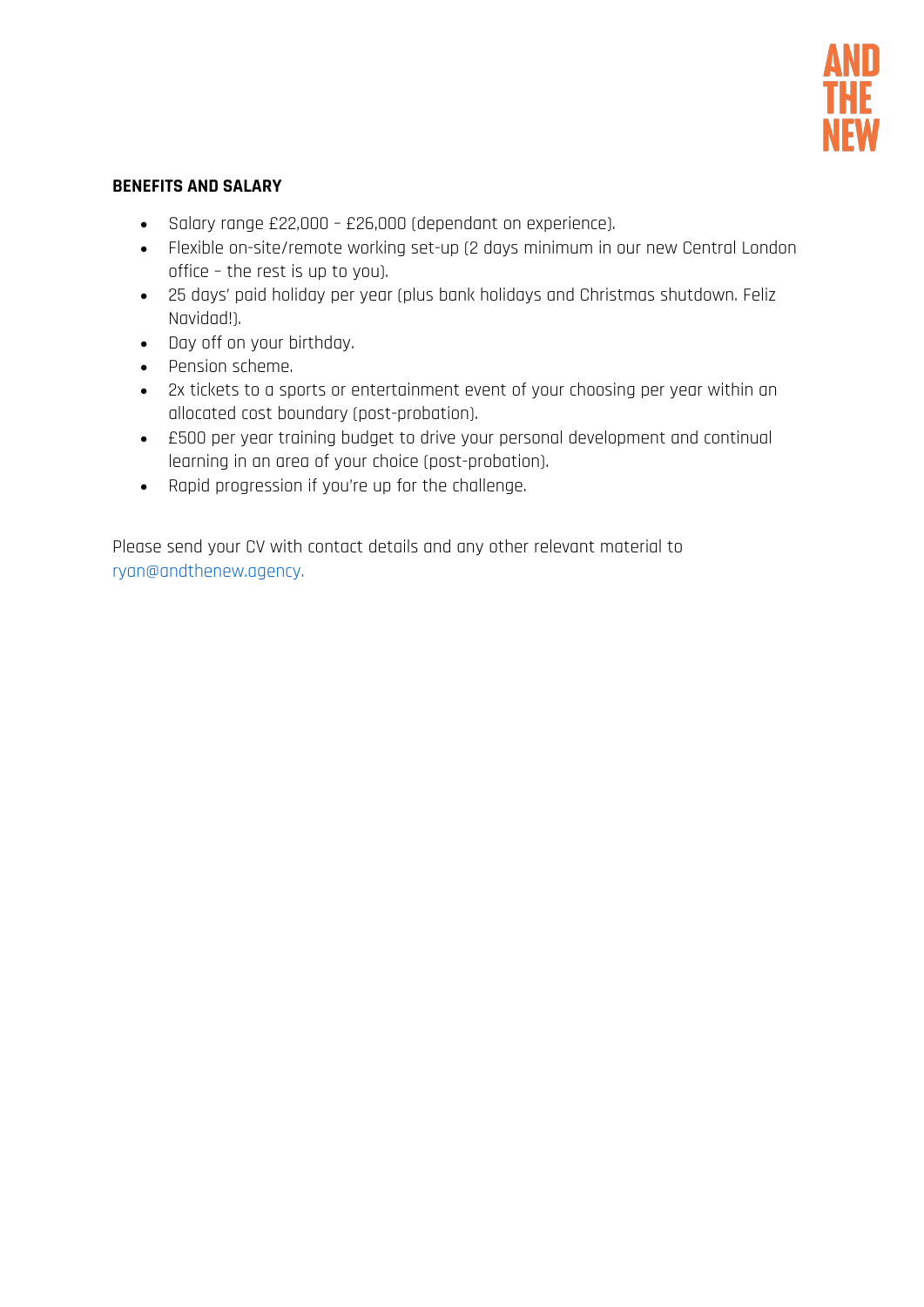**BENEFITS AND SALARY**

- Salary range £22,000 – £26,000 (dependant on experience).
- Flexible on-site/remote working set-up (2 days minimum in our new Central London office – the rest is up to you).
- 25 days' paid holiday per year (plus bank holidays and Christmas shutdown. Feliz Navidad!).
- Day off on your birthday.
- Pension scheme.
- 2x tickets to a sports or entertainment event of your choosing per year within an allocated cost boundary (post-probation).
- £500 per year training budget to drive your personal development and continual learning in an area of your choice (post-probation).
- Rapid progression if you're up for the challenge.

Please send your CV with contact details and any other relevant material to ryan@andthenew.agency.